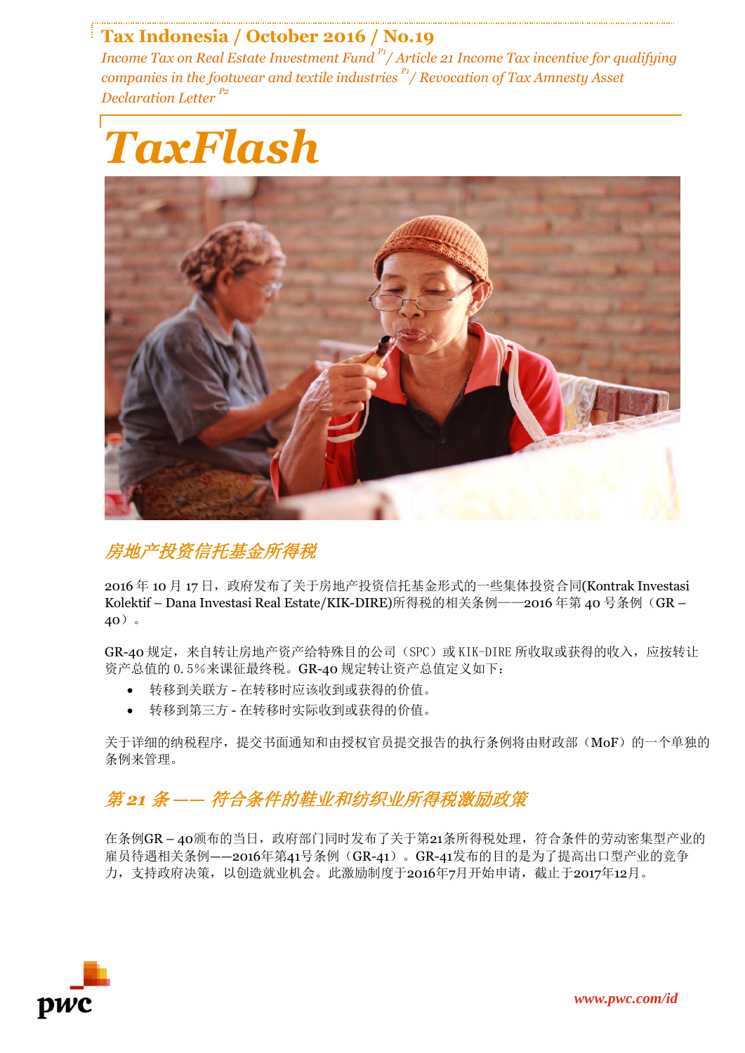# Tax Indonesia / October 2016 / No.19

*Income Tax on Real Estate Investment Fund [P1] / Article 21 Income Tax incentive for qualifying companies in the footwear and textile industries [P1] / Revocation of Tax Amnesty Asset Declaration Letter [P2]*

# TaxFlash

## 房地产投资信托基金所得税

2016 年 10 月 17 日，政府发布了关于房地产投资信托基金形式的一些集体投资合同(Kontrak Investasi Kolektif – Dana Investasi Real Estate/KIK-DIRE)所得税的相关条例——2016 年第 40 号条例（GR – 40）。

GR-40 规定，来自转让房地产资产给特殊目的公司（SPC）或 KIK-DIRE 所收取或获得的收入，应按转让资产总值的 0.5%来课征最终税。GR-40 规定转让资产总值定义如下：

- 转移到关联方 - 在转移时应该收到或获得的价值。
- 转移到第三方 - 在转移时实际收到或获得的价值。

关于详细的纳税程序，提交书面通知和由授权官员提交报告的执行条例将由财政部（MoF）的一个单独的条例来管理。

## 第 21 条 —— 符合条件的鞋业和纺织业所得税激励政策

在条例GR – 40颁布的当日，政府部门同时发布了关于第21条所得税处理，符合条件的劳动密集型产业的雇员待遇相关条例——2016年第41号条例（GR-41）。GR-41发布的目的是为了提高出口型产业的竞争力，支持政府决策，以创造就业机会。此激励制度于2016年7月开始申请，截止于2017年12月。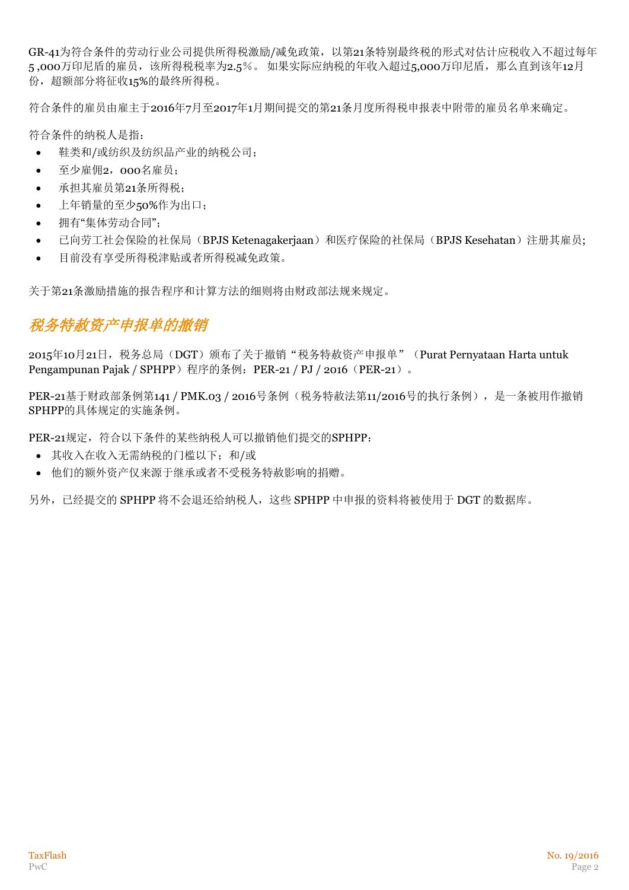GR-41为符合条件的劳动行业公司提供所得税激励/减免政策，以第21条特别最终税的形式对估计应税收入不超过每年5 ,000万印尼盾的雇员，该所得税税率为2.5%。 如果实际应纳税的年收入超过5,000万印尼盾，那么直到该年12月份，超额部分将征收15%的最终所得税。

符合条件的雇员由雇主于2016年7月至2017年1月期间提交的第21条月度所得税申报表中附带的雇员名单来确定。

符合条件的纳税人是指：

- 鞋类和/或纺织及纺织品产业的纳税公司；
- 至少雇佣2，000名雇员；
- 承担其雇员第21条所得税；
- 上年销量的至少50%作为出口；
- 拥有"集体劳动合同"；
- 已向劳工社会保险的社保局（BPJS Ketenagakerjaan）和医疗保险的社保局（BPJS Kesehatan）注册其雇员;
- 目前没有享受所得税津贴或者所得税减免政策。

关于第21条激励措施的报告程序和计算方法的细则将由财政部法规来规定。

## *税务特赦资产申报单的撤销*

2015年10月21日，税务总局（DGT）颁布了关于撤销"税务特赦资产申报单"（Purat Pernyataan Harta untuk Pengampunan Pajak / SPHPP）程序的条例：PER-21 / PJ / 2016（PER-21）。

PER-21基于财政部条例第141 / PMK.03 / 2016号条例（税务特赦法第11/2016号的执行条例），是一条被用作撤销SPHPP的具体规定的实施条例。

PER-21规定，符合以下条件的某些纳税人可以撤销他们提交的SPHPP：

- 其收入在收入无需纳税的门槛以下；和/或
- 他们的额外资产仅来源于继承或者不受税务特赦影响的捐赠。

另外，已经提交的 SPHPP 将不会退还给纳税人，这些 SPHPP 中申报的资料将被使用于 DGT 的数据库。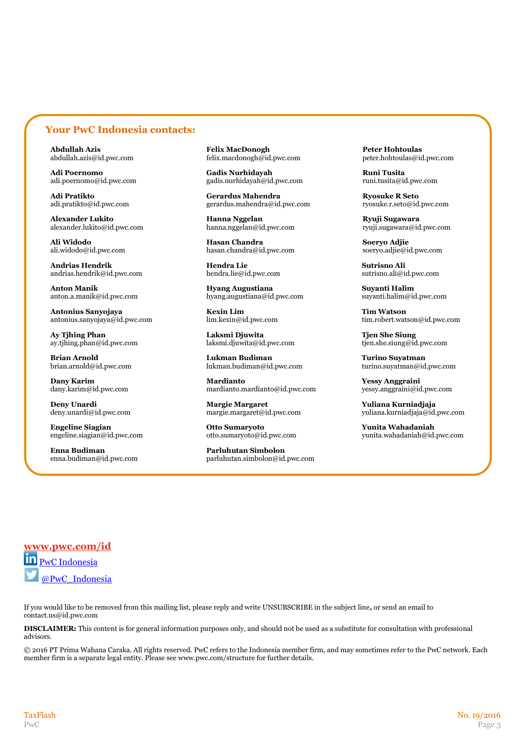## Your PwC Indonesia contacts:

**Abdullah Azis**
abdullah.azis@id.pwc.com

**Adi Poernomo**
adi.poernomo@id.pwc.com

**Adi Pratikto**
adi.pratikto@id.pwc.com

**Alexander Lukito**
alexander.lukito@id.pwc.com

**Ali Widodo**
ali.widodo@id.pwc.com

**Andrias Hendrik**
andrias.hendrik@id.pwc.com

**Anton Manik**
anton.a.manik@id.pwc.com

**Antonius Sanyojaya**
antonius.sanyojaya@id.pwc.com

**Ay Tjhing Phan**
ay.tjhing.phan@id.pwc.com

**Brian Arnold**
brian.arnold@id.pwc.com

**Dany Karim**
dany.karim@id.pwc.com

**Deny Unardi**
deny.unardi@id.pwc.com

**Engeline Siagian**
engeline.siagian@id.pwc.com

**Enna Budiman**
enna.budiman@id.pwc.com

**Felix MacDonogh**
felix.macdonogh@id.pwc.com

**Gadis Nurhidayah**
gadis.nurhidayah@id.pwc.com

**Gerardus Mahendra**
gerardus.mahendra@id.pwc.com

**Hanna Nggelan**
hanna.nggelan@id.pwc.com

**Hasan Chandra**
hasan.chandra@id.pwc.com

**Hendra Lie**
hendra.lie@id.pwc.com

**Hyang Augustiana**
hyang.augustiana@id.pwc.com

**Kexin Lim**
lim.kexin@id.pwc.com

**Laksmi Djuwita**
laksmi.djuwita@id.pwc.com

**Lukman Budiman**
lukman.budiman@id.pwc.com

**Mardianto**
mardianto.mardianto@id.pwc.com

**Margie Margaret**
margie.margaret@id.pwc.com

**Otto Sumaryoto**
otto.sumaryoto@id.pwc.com

**Parluhutan Simbolon**
parluhutan.simbolon@id.pwc.com

**Peter Hohtoulas**
peter.hohtoulas@id.pwc.com

**Runi Tusita**
runi.tusita@id.pwc.com

**Ryosuke R Seto**
ryosuke.r.seto@id.pwc.com

**Ryuji Sugawara**
ryuji.sugawara@id.pwc.com

**Soeryo Adjie**
soeryo.adjie@id.pwc.com

**Sutrisno Ali**
sutrisno.ali@id.pwc.com

**Suyanti Halim**
suyanti.halim@id.pwc.com

**Tim Watson**
tim.robert.watson@id.pwc.com

**Tjen She Siung**
tjen.she.siung@id.pwc.com

**Turino Suyatman**
turino.suyatman@id.pwc.com

**Yessy Anggraini**
yessy.anggraini@id.pwc.com

**Yuliana Kurniadjaja**
yuliana.kurniadjaja@id.pwc.com

**Yunita Wahadaniah**
yunita.wahadaniah@id.pwc.com

**www.pwc.com/id**

PwC Indonesia

@PwC_Indonesia

If you would like to be removed from this mailing list, please reply and write UNSUBSCRIBE in the subject line**,** or send an email to contact.us@id.pwc.com

**DISCLAIMER:** This content is for general information purposes only, and should not be used as a substitute for consultation with professional advisors.

© 2016 PT Prima Wahana Caraka. All rights reserved. PwC refers to the Indonesia member firm, and may sometimes refer to the PwC network. Each member firm is a separate legal entity. Please see www.pwc.com/structure for further details.